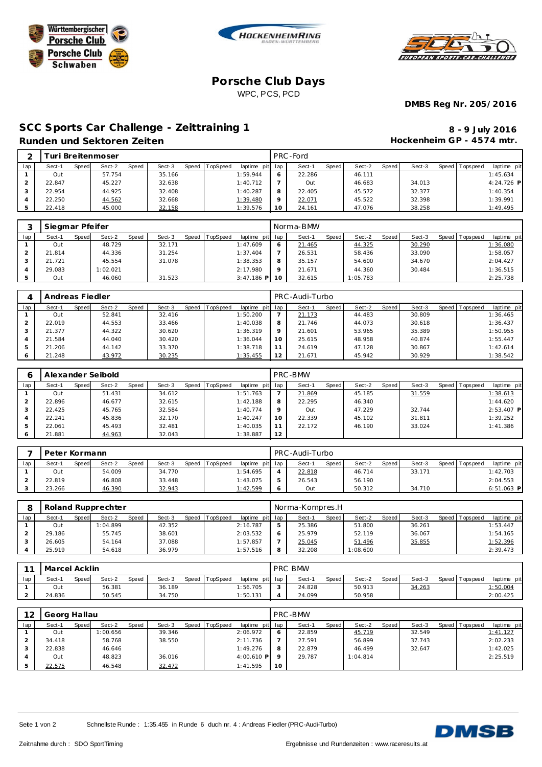Württembergischer Porsche Club
Porsche Club Schwaben

HOCKENHEIMRING BADEN-WÜRTTEMBERG

SCC EUROPEAN SPORTS-CAR-CHALLENGE

# Porsche Club Days

WPC, PCS, PCD

**DMBS Reg Nr. 205/2016**

## SCC Sports Car Challenge - Zeittraining 1

**Runden und Sektoren Zeiten**

**8 - 9 July 2016**
**Hockenheim GP - 4574 mtr.**

| 2 | Turi Breitenmoser | | | | | | | | PRC-Ford | | | | | | | | |
|---|---|---|---|---|---|---|---|---|---|---|---|---|---|---|---|---|---|
| lap | Sect-1 | Speed | Sect-2 | Speed | Sect-3 | Speed | TopSpeed | laptime pit | lap | Sect-1 | Speed | Sect-2 | Speed | Sect-3 | Speed | Topspeed | laptime pit |
| 1 | Out | | 57.754 | | 35.166 | | | 1:59.944 | 6 | 22.286 | | 46.111 | | | | | 1:45.634 |
| 2 | 22.847 | | 45.227 | | 32.638 | | | 1:40.712 | 7 | Out | | 46.683 | | 34.013 | | | 4:24.726 P |
| 3 | 22.954 | | 44.925 | | 32.408 | | | 1:40.287 | 8 | 22.405 | | 45.572 | | 32.377 | | | 1:40.354 |
| 4 | 22.250 | | 44.562 | | 32.668 | | | 1:39.480 | 9 | 22.071 | | 45.522 | | 32.398 | | | 1:39.991 |
| 5 | 22.418 | | 45.000 | | 32.158 | | | 1:39.576 | 10 | 24.161 | | 47.076 | | 38.258 | | | 1:49.495 |

| 3 | Siegmar Pfeifer | | | | | | | | Norma-BMW | | | | | | | | |
|---|---|---|---|---|---|---|---|---|---|---|---|---|---|---|---|---|---|
| lap | Sect-1 | Speed | Sect-2 | Speed | Sect-3 | Speed | TopSpeed | laptime pit | lap | Sect-1 | Speed | Sect-2 | Speed | Sect-3 | Speed | Topspeed | laptime pit |
| 1 | Out | | 48.729 | | 32.171 | | | 1:47.609 | 6 | 21.465 | | 44.325 | | 30.290 | | | 1:36.080 |
| 2 | 21.814 | | 44.336 | | 31.254 | | | 1:37.404 | 7 | 26.531 | | 58.436 | | 33.090 | | | 1:58.057 |
| 3 | 21.721 | | 45.554 | | 31.078 | | | 1:38.353 | 8 | 35.157 | | 54.600 | | 34.670 | | | 2:04.427 |
| 4 | 29.083 | | 1:02.021 | | | | | 2:17.980 | 9 | 21.671 | | 44.360 | | 30.484 | | | 1:36.515 |
| 5 | Out | | 46.060 | | 31.523 | | | 3:47.186 P | 10 | 32.615 | | 1:05.783 | | | | | 2:25.738 |

| 4 | Andreas Fiedler | | | | | | | | PRC-Audi-Turbo | | | | | | | | |
|---|---|---|---|---|---|---|---|---|---|---|---|---|---|---|---|---|---|
| lap | Sect-1 | Speed | Sect-2 | Speed | Sect-3 | Speed | TopSpeed | laptime pit | lap | Sect-1 | Speed | Sect-2 | Speed | Sect-3 | Speed | Topspeed | laptime pit |
| 1 | Out | | 52.841 | | 32.416 | | | 1:50.200 | 7 | 21.173 | | 44.483 | | 30.809 | | | 1:36.465 |
| 2 | 22.019 | | 44.553 | | 33.466 | | | 1:40.038 | 8 | 21.746 | | 44.073 | | 30.618 | | | 1:36.437 |
| 3 | 21.377 | | 44.322 | | 30.620 | | | 1:36.319 | 9 | 21.601 | | 53.965 | | 35.389 | | | 1:50.955 |
| 4 | 21.584 | | 44.040 | | 30.420 | | | 1:36.044 | 10 | 25.615 | | 48.958 | | 40.874 | | | 1:55.447 |
| 5 | 21.206 | | 44.142 | | 33.370 | | | 1:38.718 | 11 | 24.619 | | 47.128 | | 30.867 | | | 1:42.614 |
| 6 | 21.248 | | 43.972 | | 30.235 | | | 1:35.455 | 12 | 21.671 | | 45.942 | | 30.929 | | | 1:38.542 |

| 6 | Alexander Seibold | | | | | | | | PRC-BMW | | | | | | | | |
|---|---|---|---|---|---|---|---|---|---|---|---|---|---|---|---|---|---|
| lap | Sect-1 | Speed | Sect-2 | Speed | Sect-3 | Speed | TopSpeed | laptime pit | lap | Sect-1 | Speed | Sect-2 | Speed | Sect-3 | Speed | Topspeed | laptime pit |
| 1 | Out | | 51.431 | | 34.612 | | | 1:51.763 | 7 | 21.869 | | 45.185 | | 31.559 | | | 1:38.613 |
| 2 | 22.896 | | 46.677 | | 32.615 | | | 1:42.188 | 8 | 22.295 | | 46.340 | | | | | 1:44.620 |
| 3 | 22.425 | | 45.765 | | 32.584 | | | 1:40.774 | 9 | Out | | 47.229 | | 32.744 | | | 2:53.407 P |
| 4 | 22.241 | | 45.836 | | 32.170 | | | 1:40.247 | 10 | 22.339 | | 45.102 | | 31.811 | | | 1:39.252 |
| 5 | 22.061 | | 45.493 | | 32.481 | | | 1:40.035 | 11 | 22.172 | | 46.190 | | 33.024 | | | 1:41.386 |
| 6 | 21.881 | | 44.963 | | 32.043 | | | 1:38.887 | 12 | | | | | | | | |

| 7 | Peter Kormann | | | | | | | | PRC-Audi-Turbo | | | | | | | | |
|---|---|---|---|---|---|---|---|---|---|---|---|---|---|---|---|---|---|
| lap | Sect-1 | Speed | Sect-2 | Speed | Sect-3 | Speed | TopSpeed | laptime pit | lap | Sect-1 | Speed | Sect-2 | Speed | Sect-3 | Speed | Topspeed | laptime pit |
| 1 | Out | | 54.009 | | 34.770 | | | 1:54.695 | 4 | 22.818 | | 46.714 | | 33.171 | | | 1:42.703 |
| 2 | 22.819 | | 46.808 | | 33.448 | | | 1:43.075 | 5 | 26.543 | | 56.190 | | | | | 2:04.553 |
| 3 | 23.266 | | 46.390 | | 32.943 | | | 1:42.599 | 6 | Out | | 50.312 | | 34.710 | | | 6:51.063 P |

| 8 | Roland Rupprechter | | | | | | | | Norma-Kompres.H | | | | | | | | |
|---|---|---|---|---|---|---|---|---|---|---|---|---|---|---|---|---|---|
| lap | Sect-1 | Speed | Sect-2 | Speed | Sect-3 | Speed | TopSpeed | laptime pit | lap | Sect-1 | Speed | Sect-2 | Speed | Sect-3 | Speed | Topspeed | laptime pit |
| 1 | Out | | 1:04.899 | | 42.352 | | | 2:16.787 | 5 | 25.386 | | 51.800 | | 36.261 | | | 1:53.447 |
| 2 | 29.186 | | 55.745 | | 38.601 | | | 2:03.532 | 6 | 25.979 | | 52.119 | | 36.067 | | | 1:54.165 |
| 3 | 26.605 | | 54.164 | | 37.088 | | | 1:57.857 | 7 | 25.045 | | 51.496 | | 35.855 | | | 1:52.396 |
| 4 | 25.919 | | 54.618 | | 36.979 | | | 1:57.516 | 8 | 32.208 | | 1:08.600 | | | | | 2:39.473 |

| 11 | Marcel Acklin | | | | | | | | PRC BMW | | | | | | | | |
|---|---|---|---|---|---|---|---|---|---|---|---|---|---|---|---|---|---|
| lap | Sect-1 | Speed | Sect-2 | Speed | Sect-3 | Speed | TopSpeed | laptime pit | lap | Sect-1 | Speed | Sect-2 | Speed | Sect-3 | Speed | Topspeed | laptime pit |
| 1 | Out | | 56.381 | | 36.189 | | | 1:56.705 | 3 | 24.828 | | 50.913 | | 34.263 | | | 1:50.004 |
| 2 | 24.836 | | 50.545 | | 34.750 | | | 1:50.131 | 4 | 24.099 | | 50.958 | | | | | 2:00.425 |

| 12 | Georg Hallau | | | | | | | | PRC-BMW | | | | | | | | |
|---|---|---|---|---|---|---|---|---|---|---|---|---|---|---|---|---|---|
| lap | Sect-1 | Speed | Sect-2 | Speed | Sect-3 | Speed | TopSpeed | laptime pit | lap | Sect-1 | Speed | Sect-2 | Speed | Sect-3 | Speed | Topspeed | laptime pit |
| 1 | Out | | 1:00.656 | | 39.346 | | | 2:06.972 | 6 | 22.859 | | 45.719 | | 32.549 | | | 1:41.127 |
| 2 | 34.418 | | 58.768 | | 38.550 | | | 2:11.736 | 7 | 27.591 | | 56.899 | | 37.743 | | | 2:02.233 |
| 3 | 22.838 | | 46.646 | | | | | 1:49.276 | 8 | 22.879 | | 46.499 | | 32.647 | | | 1:42.025 |
| 4 | Out | | 48.823 | | 36.016 | | | 4:00.610 P | 9 | 29.787 | | 1:04.814 | | | | | 2:25.519 |
| 5 | 22.575 | | 46.548 | | 32.472 | | | 1:41.595 | 10 | | | | | | | | |

Schnellste Runde : 1:35.455 in Runde 6 duch nr. 4 : Andreas Fiedler (PRC-Audi-Turbo)

Zeitnahme durch : SDO SportTiming

Ergebnisse und Rundenzeiten : www.raceresults.at

DMSB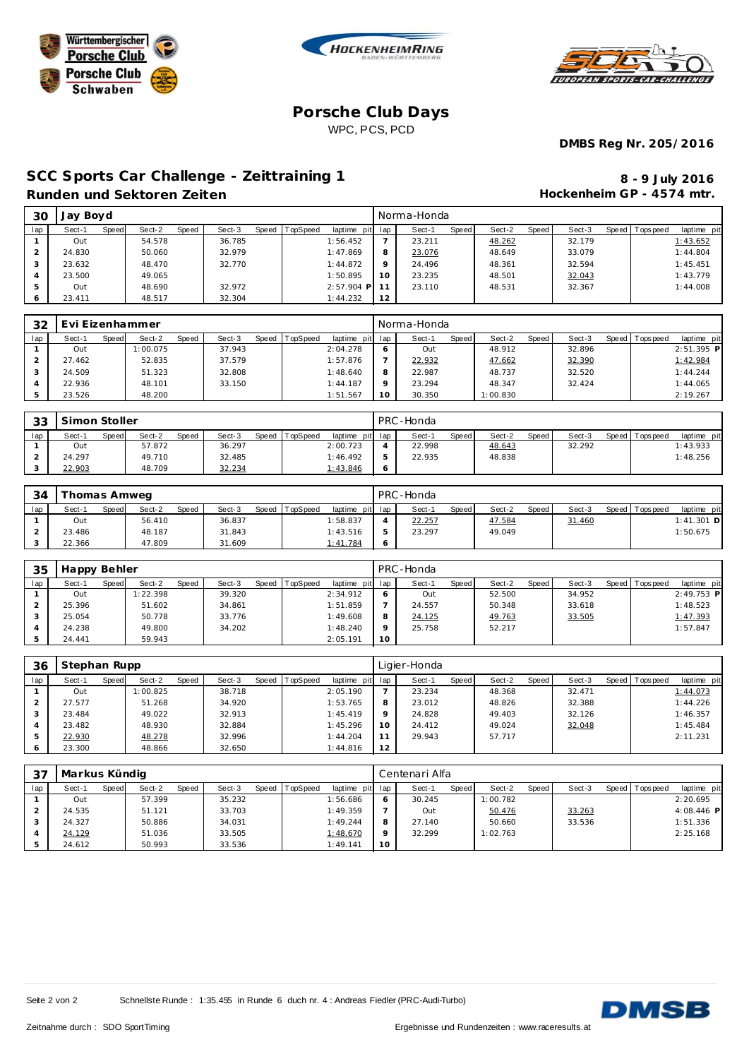# Porsche Club Days

WPC, PCS, PCD

**DMBS Reg Nr. 205/2016**

## SCC Sports Car Challenge - Zeittraining 1

**Runden und Sektoren Zeiten**

**8 - 9 July 2016**
**Hockenheim GP - 4574 mtr.**

| 30 | Jay Boyd | | | | | | | | | Norma-Honda | | | | | | | | |
|---|---|---|---|---|---|---|---|---|---|---|---|---|---|---|---|---|---|---|
| lap | Sect-1 | Speed | Sect-2 | Speed | Sect-3 | Speed | TopSpeed | laptime pit | lap | Sect-1 | Speed | Sect-2 | Speed | Sect-3 | Speed | Topspeed | laptime pit |
| 1 | Out | | 54.578 | | 36.785 | | | 1:56.452 | 7 | 23.211 | | 48.262 | | 32.179 | | | 1:43.652 |
| 2 | 24.830 | | 50.060 | | 32.979 | | | 1:47.869 | 8 | 23.076 | | 48.649 | | 33.079 | | | 1:44.804 |
| 3 | 23.632 | | 48.470 | | 32.770 | | | 1:44.872 | 9 | 24.496 | | 48.361 | | 32.594 | | | 1:45.451 |
| 4 | 23.500 | | 49.065 | | | | | 1:50.895 | 10 | 23.235 | | 48.501 | | 32.043 | | | 1:43.779 |
| 5 | Out | | 48.690 | | 32.972 | | | 2:57.904 P | 11 | 23.110 | | 48.531 | | 32.367 | | | 1:44.008 |
| 6 | 23.411 | | 48.517 | | 32.304 | | | 1:44.232 | 12 | | | | | | | | |

| 32 | Evi Eizenhammer | | | | | | | | | Norma-Honda | | | | | | | | |
|---|---|---|---|---|---|---|---|---|---|---|---|---|---|---|---|---|---|---|
| lap | Sect-1 | Speed | Sect-2 | Speed | Sect-3 | Speed | TopSpeed | laptime pit | lap | Sect-1 | Speed | Sect-2 | Speed | Sect-3 | Speed | Topspeed | laptime pit |
| 1 | Out | | 1:00.075 | | 37.943 | | | 2:04.278 | 6 | Out | | 48.912 | | 32.896 | | | 2:51.395 P |
| 2 | 27.462 | | 52.835 | | 37.579 | | | 1:57.876 | 7 | 22.932 | | 47.662 | | 32.390 | | | 1:42.984 |
| 3 | 24.509 | | 51.323 | | 32.808 | | | 1:48.640 | 8 | 22.987 | | 48.737 | | 32.520 | | | 1:44.244 |
| 4 | 22.936 | | 48.101 | | 33.150 | | | 1:44.187 | 9 | 23.294 | | 48.347 | | 32.424 | | | 1:44.065 |
| 5 | 23.526 | | 48.200 | | | | | 1:51.567 | 10 | 30.350 | | 1:00.830 | | | | | 2:19.267 |

| 33 | Simon Stoller | | | | | | | | | PRC-Honda | | | | | | | | |
|---|---|---|---|---|---|---|---|---|---|---|---|---|---|---|---|---|---|---|
| lap | Sect-1 | Speed | Sect-2 | Speed | Sect-3 | Speed | TopSpeed | laptime pit | lap | Sect-1 | Speed | Sect-2 | Speed | Sect-3 | Speed | Topspeed | laptime pit |
| 1 | Out | | 57.872 | | 36.297 | | | 2:00.723 | 4 | 22.998 | | 48.643 | | 32.292 | | | 1:43.933 |
| 2 | 24.297 | | 49.710 | | 32.485 | | | 1:46.492 | 5 | 22.935 | | 48.838 | | | | | 1:48.256 |
| 3 | 22.903 | | 48.709 | | 32.234 | | | 1:43.846 | 6 | | | | | | | | |

| 34 | Thomas Amweg | | | | | | | | | PRC-Honda | | | | | | | | |
|---|---|---|---|---|---|---|---|---|---|---|---|---|---|---|---|---|---|---|
| lap | Sect-1 | Speed | Sect-2 | Speed | Sect-3 | Speed | TopSpeed | laptime pit | lap | Sect-1 | Speed | Sect-2 | Speed | Sect-3 | Speed | Topspeed | laptime pit |
| 1 | Out | | 56.410 | | 36.837 | | | 1:58.837 | 4 | 22.257 | | 47.584 | | 31.460 | | | 1:41.301 D |
| 2 | 23.486 | | 48.187 | | 31.843 | | | 1:43.516 | 5 | 23.297 | | 49.049 | | | | | 1:50.675 |
| 3 | 22.366 | | 47.809 | | 31.609 | | | 1:41.784 | 6 | | | | | | | | |

| 35 | Happy Behler | | | | | | | | | PRC-Honda | | | | | | | | |
|---|---|---|---|---|---|---|---|---|---|---|---|---|---|---|---|---|---|---|
| lap | Sect-1 | Speed | Sect-2 | Speed | Sect-3 | Speed | TopSpeed | laptime pit | lap | Sect-1 | Speed | Sect-2 | Speed | Sect-3 | Speed | Topspeed | laptime pit |
| 1 | Out | | 1:22.398 | | 39.320 | | | 2:34.912 | 6 | Out | | 52.500 | | 34.952 | | | 2:49.753 P |
| 2 | 25.396 | | 51.602 | | 34.861 | | | 1:51.859 | 7 | 24.557 | | 50.348 | | 33.618 | | | 1:48.523 |
| 3 | 25.054 | | 50.778 | | 33.776 | | | 1:49.608 | 8 | 24.125 | | 49.763 | | 33.505 | | | 1:47.393 |
| 4 | 24.238 | | 49.800 | | 34.202 | | | 1:48.240 | 9 | 25.758 | | 52.217 | | | | | 1:57.847 |
| 5 | 24.441 | | 59.943 | | | | | 2:05.191 | 10 | | | | | | | | |

| 36 | Stephan Rupp | | | | | | | | | Ligier-Honda | | | | | | | | |
|---|---|---|---|---|---|---|---|---|---|---|---|---|---|---|---|---|---|---|
| lap | Sect-1 | Speed | Sect-2 | Speed | Sect-3 | Speed | TopSpeed | laptime pit | lap | Sect-1 | Speed | Sect-2 | Speed | Sect-3 | Speed | Topspeed | laptime pit |
| 1 | Out | | 1:00.825 | | 38.718 | | | 2:05.190 | 7 | 23.234 | | 48.368 | | 32.471 | | | 1:44.073 |
| 2 | 27.577 | | 51.268 | | 34.920 | | | 1:53.765 | 8 | 23.012 | | 48.826 | | 32.388 | | | 1:44.226 |
| 3 | 23.484 | | 49.022 | | 32.913 | | | 1:45.419 | 9 | 24.828 | | 49.403 | | 32.126 | | | 1:46.357 |
| 4 | 23.482 | | 48.930 | | 32.884 | | | 1:45.296 | 10 | 24.412 | | 49.024 | | 32.048 | | | 1:45.484 |
| 5 | 22.930 | | 48.278 | | 32.996 | | | 1:44.204 | 11 | 29.943 | | 57.717 | | | | | 2:11.231 |
| 6 | 23.300 | | 48.866 | | 32.650 | | | 1:44.816 | 12 | | | | | | | | |

| 37 | Markus Kündig | | | | | | | | | Centenari Alfa | | | | | | | | |
|---|---|---|---|---|---|---|---|---|---|---|---|---|---|---|---|---|---|---|
| lap | Sect-1 | Speed | Sect-2 | Speed | Sect-3 | Speed | TopSpeed | laptime pit | lap | Sect-1 | Speed | Sect-2 | Speed | Sect-3 | Speed | Topspeed | laptime pit |
| 1 | Out | | 57.399 | | 35.232 | | | 1:56.686 | 6 | 30.245 | | 1:00.782 | | | | | 2:20.695 |
| 2 | 24.535 | | 51.121 | | 33.703 | | | 1:49.359 | 7 | Out | | 50.476 | | 33.263 | | | 4:08.446 P |
| 3 | 24.327 | | 50.886 | | 34.031 | | | 1:49.244 | 8 | 27.140 | | 50.660 | | 33.536 | | | 1:51.336 |
| 4 | 24.129 | | 51.036 | | 33.505 | | | 1:48.670 | 9 | 32.299 | | 1:02.763 | | | | | 2:25.168 |
| 5 | 24.612 | | 50.993 | | 33.536 | | | 1:49.141 | 10 | | | | | | | | |

Schnellste Runde : 1:35.455 in Runde 6 duch nr. 4 : Andreas Fiedler (PRC-Audi-Turbo)

Zeitnahme durch : SDO SportTiming

Ergebnisse und Rundenzeiten : www.raceresults.at